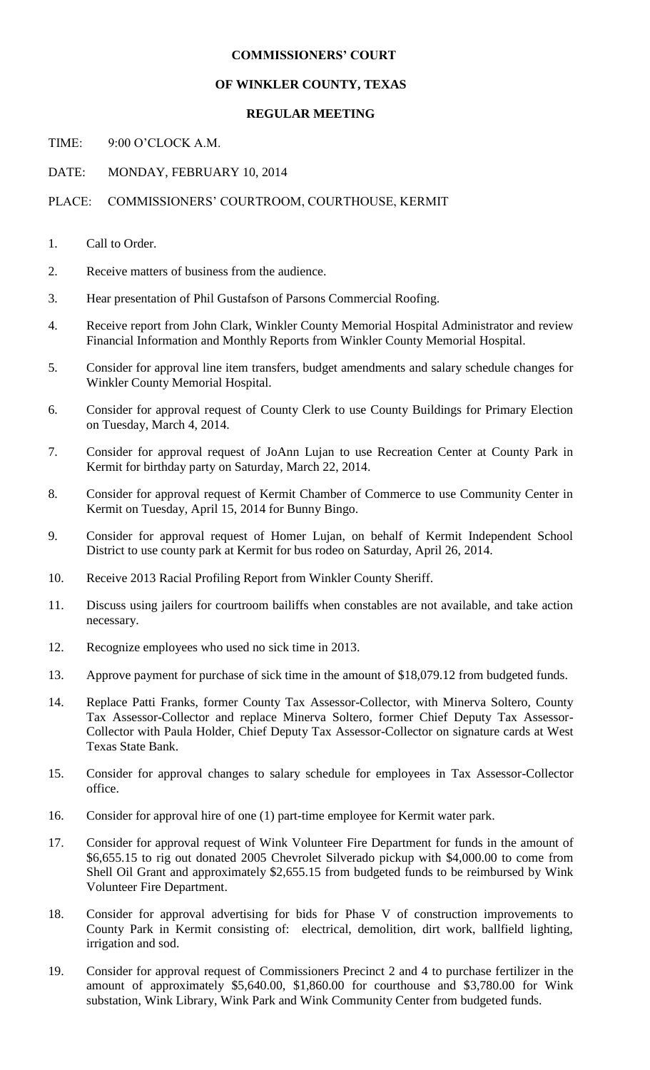**COMMISSIONERS' COURT**

**OF WINKLER COUNTY, TEXAS**

**REGULAR MEETING**

TIME: 9:00 O'CLOCK A.M.

DATE: MONDAY, FEBRUARY 10, 2014

PLACE: COMMISSIONERS' COURTROOM, COURTHOUSE, KERMIT

1. Call to Order.
2. Receive matters of business from the audience.
3. Hear presentation of Phil Gustafson of Parsons Commercial Roofing.
4. Receive report from John Clark, Winkler County Memorial Hospital Administrator and review Financial Information and Monthly Reports from Winkler County Memorial Hospital.
5. Consider for approval line item transfers, budget amendments and salary schedule changes for Winkler County Memorial Hospital.
6. Consider for approval request of County Clerk to use County Buildings for Primary Election on Tuesday, March 4, 2014.
7. Consider for approval request of JoAnn Lujan to use Recreation Center at County Park in Kermit for birthday party on Saturday, March 22, 2014.
8. Consider for approval request of Kermit Chamber of Commerce to use Community Center in Kermit on Tuesday, April 15, 2014 for Bunny Bingo.
9. Consider for approval request of Homer Lujan, on behalf of Kermit Independent School District to use county park at Kermit for bus rodeo on Saturday, April 26, 2014.
10. Receive 2013 Racial Profiling Report from Winkler County Sheriff.
11. Discuss using jailers for courtroom bailiffs when constables are not available, and take action necessary.
12. Recognize employees who used no sick time in 2013.
13. Approve payment for purchase of sick time in the amount of $18,079.12 from budgeted funds.
14. Replace Patti Franks, former County Tax Assessor-Collector, with Minerva Soltero, County Tax Assessor-Collector and replace Minerva Soltero, former Chief Deputy Tax Assessor-Collector with Paula Holder, Chief Deputy Tax Assessor-Collector on signature cards at West Texas State Bank.
15. Consider for approval changes to salary schedule for employees in Tax Assessor-Collector office.
16. Consider for approval hire of one (1) part-time employee for Kermit water park.
17. Consider for approval request of Wink Volunteer Fire Department for funds in the amount of $6,655.15 to rig out donated 2005 Chevrolet Silverado pickup with $4,000.00 to come from Shell Oil Grant and approximately $2,655.15 from budgeted funds to be reimbursed by Wink Volunteer Fire Department.
18. Consider for approval advertising for bids for Phase V of construction improvements to County Park in Kermit consisting of: electrical, demolition, dirt work, ballfield lighting, irrigation and sod.
19. Consider for approval request of Commissioners Precinct 2 and 4 to purchase fertilizer in the amount of approximately $5,640.00, $1,860.00 for courthouse and $3,780.00 for Wink substation, Wink Library, Wink Park and Wink Community Center from budgeted funds.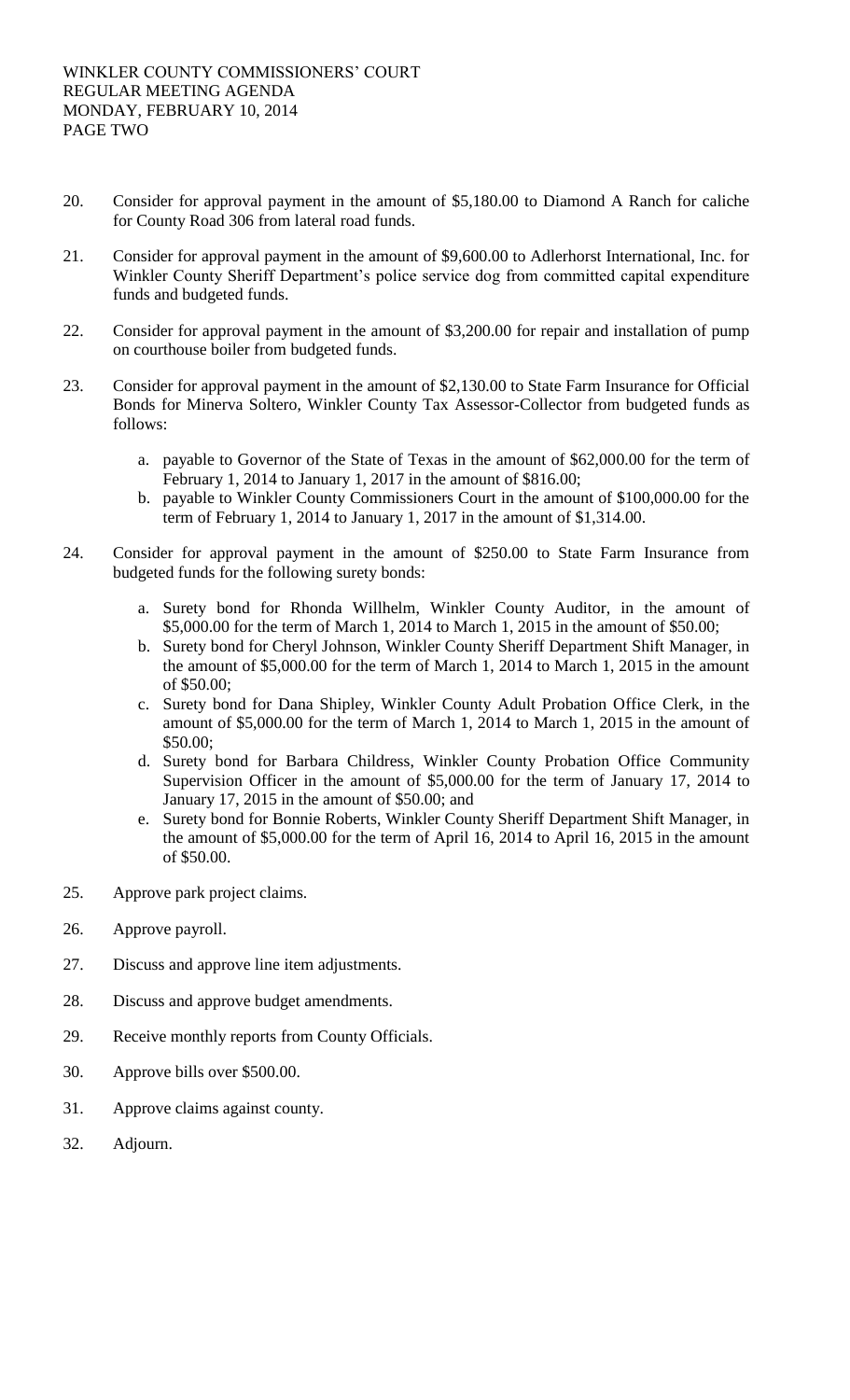20. Consider for approval payment in the amount of $5,180.00 to Diamond A Ranch for caliche for County Road 306 from lateral road funds.

21. Consider for approval payment in the amount of $9,600.00 to Adlerhorst International, Inc. for Winkler County Sheriff Department's police service dog from committed capital expenditure funds and budgeted funds.

22. Consider for approval payment in the amount of $3,200.00 for repair and installation of pump on courthouse boiler from budgeted funds.

23. Consider for approval payment in the amount of $2,130.00 to State Farm Insurance for Official Bonds for Minerva Soltero, Winkler County Tax Assessor-Collector from budgeted funds as follows:

    a. payable to Governor of the State of Texas in the amount of $62,000.00 for the term of February 1, 2014 to January 1, 2017 in the amount of $816.00;
    b. payable to Winkler County Commissioners Court in the amount of $100,000.00 for the term of February 1, 2014 to January 1, 2017 in the amount of $1,314.00.

24. Consider for approval payment in the amount of $250.00 to State Farm Insurance from budgeted funds for the following surety bonds:

    a. Surety bond for Rhonda Willhelm, Winkler County Auditor, in the amount of $5,000.00 for the term of March 1, 2014 to March 1, 2015 in the amount of $50.00;
    b. Surety bond for Cheryl Johnson, Winkler County Sheriff Department Shift Manager, in the amount of $5,000.00 for the term of March 1, 2014 to March 1, 2015 in the amount of $50.00;
    c. Surety bond for Dana Shipley, Winkler County Adult Probation Office Clerk, in the amount of $5,000.00 for the term of March 1, 2014 to March 1, 2015 in the amount of $50.00;
    d. Surety bond for Barbara Childress, Winkler County Probation Office Community Supervision Officer in the amount of $5,000.00 for the term of January 17, 2014 to January 17, 2015 in the amount of $50.00; and
    e. Surety bond for Bonnie Roberts, Winkler County Sheriff Department Shift Manager, in the amount of $5,000.00 for the term of April 16, 2014 to April 16, 2015 in the amount of $50.00.

25. Approve park project claims.

26. Approve payroll.

27. Discuss and approve line item adjustments.

28. Discuss and approve budget amendments.

29. Receive monthly reports from County Officials.

30. Approve bills over $500.00.

31. Approve claims against county.

32. Adjourn.